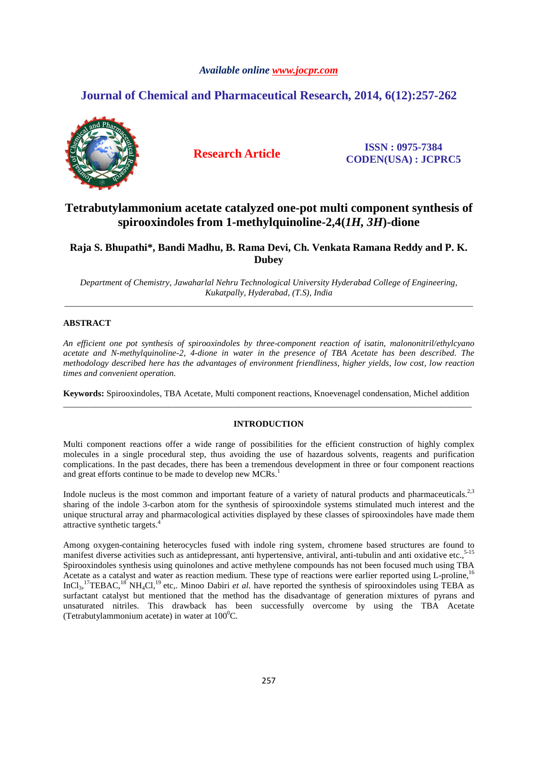*Available online www.jocpr.com*

## Journal of Chemical and Pharmaceutical Research, 2014, 6(12):257-262

**Research Article**

**ISSN : 0975-7384**
**CODEN(USA) : JCPRC5**

# Tetrabutylammonium acetate catalyzed one-pot multi component synthesis of spirooxindoles from 1-methylquinoline-2,4(*1H*, *3H*)-dione

**Raja S. Bhupathi\*, Bandi Madhu, B. Rama Devi, Ch. Venkata Ramana Reddy and P. K. Dubey**

*Department of Chemistry, Jawaharlal Nehru Technological University Hyderabad College of Engineering, Kukatpally, Hyderabad, (T.S), India*

---

## ABSTRACT

*An efficient one pot synthesis of spirooxindoles by three-component reaction of isatin, malononitril/ethylcyano acetate and N-methylquinoline-2, 4-dione in water in the presence of TBA Acetate has been described. The methodology described here has the advantages of environment friendliness, higher yields, low cost, low reaction times and convenient operation.*

**Keywords:** Spirooxindoles, TBA Acetate, Multi component reactions, Knoevenagel condensation, Michel addition

---

## INTRODUCTION

Multi component reactions offer a wide range of possibilities for the efficient construction of highly complex molecules in a single procedural step, thus avoiding the use of hazardous solvents, reagents and purification complications. In the past decades, there has been a tremendous development in three or four component reactions and great efforts continue to be made to develop new MCRs.[1]

Indole nucleus is the most common and important feature of a variety of natural products and pharmaceuticals.[2,3] sharing of the indole 3-carbon atom for the synthesis of spirooxindole systems stimulated much interest and the unique structural array and pharmacological activities displayed by these classes of spirooxindoles have made them attractive synthetic targets.[4]

Among oxygen-containing heterocycles fused with indole ring system, chromene based structures are found to manifest diverse activities such as antidepressant, anti hypertensive, antiviral, anti-tubulin and anti oxidative etc.,[5-15] Spirooxindoles synthesis using quinolones and active methylene compounds has not been focused much using TBA Acetate as a catalyst and water as reaction medium. These type of reactions were earlier reported using L-proline,[16] $InCl_3$,[17] TEBAC,[18] $NH_4Cl$,[19] etc,. Minoo Dabiri *et al.* have reported the synthesis of spirooxindoles using TEBA as surfactant catalyst but mentioned that the method has the disadvantage of generation mixtures of pyrans and unsaturated nitriles. This drawback has been successfully overcome by using the TBA Acetate (Tetrabutylammonium acetate) in water at $100^0$C.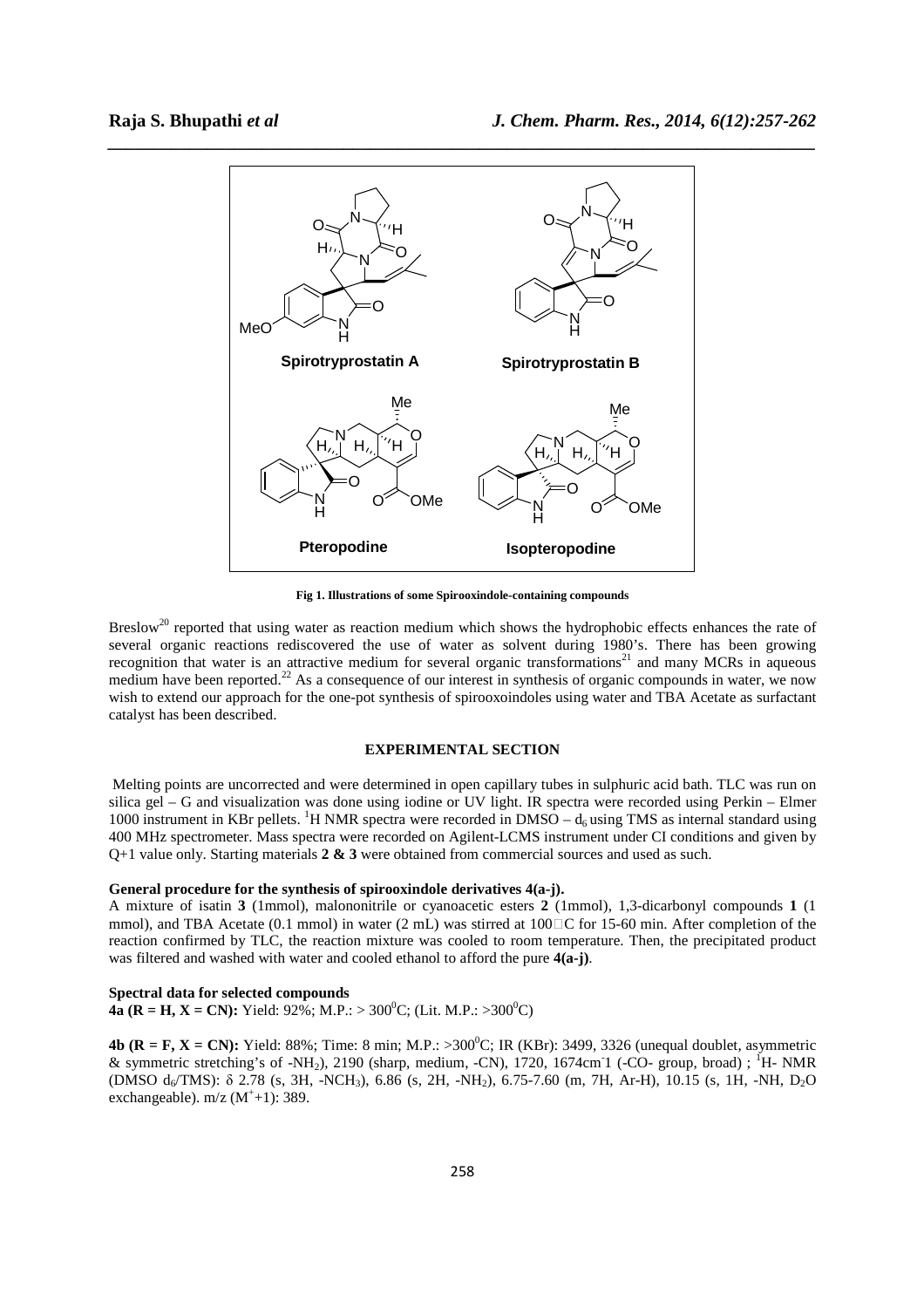Fig 1. Illustrations of some Spirooxindole-containing compounds

Breslow[20] reported that using water as reaction medium which shows the hydrophobic effects enhances the rate of several organic reactions rediscovered the use of water as solvent during 1980's. There has been growing recognition that water is an attractive medium for several organic transformations[21] and many MCRs in aqueous medium have been reported.[22] As a consequence of our interest in synthesis of organic compounds in water, we now wish to extend our approach for the one-pot synthesis of spirooxoindoles using water and TBA Acetate as surfactant catalyst has been described.

## EXPERIMENTAL SECTION

Melting points are uncorrected and were determined in open capillary tubes in sulphuric acid bath. TLC was run on silica gel – G and visualization was done using iodine or UV light. IR spectra were recorded using Perkin – Elmer 1000 instrument in KBr pellets. $^{1}$H NMR spectra were recorded in DMSO – $d_6$ using TMS as internal standard using 400 MHz spectrometer. Mass spectra were recorded on Agilent-LCMS instrument under CI conditions and given by Q+1 value only. Starting materials **2 & 3** were obtained from commercial sources and used as such.

### General procedure for the synthesis of spirooxindole derivatives 4(a-j).

A mixture of isatin **3** (1mmol), malononitrile or cyanoacetic esters **2** (1mmol), 1,3-dicarbonyl compounds **1** (1 mmol), and TBA Acetate (0.1 mmol) in water (2 mL) was stirred at 100□C for 15-60 min. After completion of the reaction confirmed by TLC, the reaction mixture was cooled to room temperature. Then, the precipitated product was filtered and washed with water and cooled ethanol to afford the pure **4(a-j)**.

### Spectral data for selected compounds

**4a (R = H, X = CN):** Yield: 92%; M.P.: > 300$^{0}$C; (Lit. M.P.: >300$^{0}$C)

**4b (R = F, X = CN):** Yield: 88%; Time: 8 min; M.P.: >300$^{0}$C; IR (KBr): 3499, 3326 (unequal doublet, asymmetric & symmetric stretching's of -$NH_2$), 2190 (sharp, medium, -CN), 1720, 1674cm$^{-}$1 (-CO- group, broad) ; $^{1}$H- NMR (DMSO $d_6$/TMS): δ 2.78 (s, 3H, -$NCH_3$), 6.86 (s, 2H, -$NH_2$), 6.75-7.60 (m, 7H, Ar-H), 10.15 (s, 1H, -NH, $D_2O$ exchangeable). m/z ($M^{+}$+1): 389.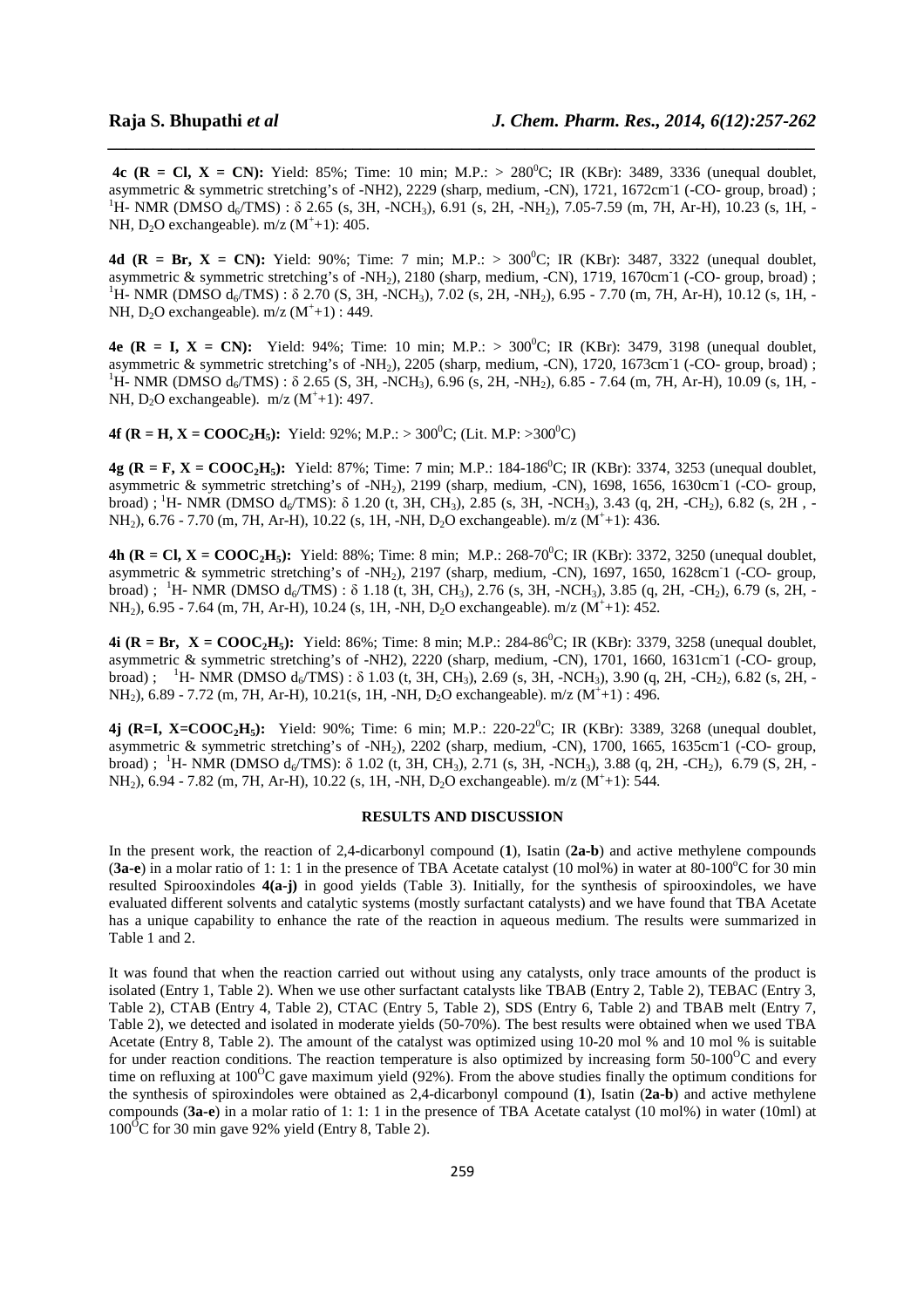**4c (R = Cl, X = CN):** Yield: 85%; Time: 10 min; M.P.: > 280$^0$C; IR (KBr): 3489, 3336 (unequal doublet, asymmetric & symmetric stretching's of -NH2), 2229 (sharp, medium, -CN), 1721, 1672cm$^-$1 (-CO- group, broad) ; $^1$H- NMR (DMSO d$_6$/TMS) : δ 2.65 (s, 3H, -NCH$_3$), 6.91 (s, 2H, -NH$_2$), 7.05-7.59 (m, 7H, Ar-H), 10.23 (s, 1H, -NH, D$_2$O exchangeable). m/z (M$^+$+1): 405.

**4d (R = Br, X = CN):** Yield: 90%; Time: 7 min; M.P.: > 300$^0$C; IR (KBr): 3487, 3322 (unequal doublet, asymmetric & symmetric stretching's of -NH$_2$), 2180 (sharp, medium, -CN), 1719, 1670cm$^-$1 (-CO- group, broad) ; $^1$H- NMR (DMSO d$_6$/TMS) : δ 2.70 (S, 3H, -NCH$_3$), 7.02 (s, 2H, -NH$_2$), 6.95 - 7.70 (m, 7H, Ar-H), 10.12 (s, 1H, -NH, D$_2$O exchangeable). m/z (M$^+$+1) : 449.

**4e (R = I, X = CN):** Yield: 94%; Time: 10 min; M.P.: > 300$^0$C; IR (KBr): 3479, 3198 (unequal doublet, asymmetric & symmetric stretching's of -NH$_2$), 2205 (sharp, medium, -CN), 1720, 1673cm$^-$1 (-CO- group, broad) ; $^1$H- NMR (DMSO d$_6$/TMS) : δ 2.65 (S, 3H, -NCH$_3$), 6.96 (s, 2H, -NH$_2$), 6.85 - 7.64 (m, 7H, Ar-H), 10.09 (s, 1H, -NH, D$_2$O exchangeable). m/z (M$^+$+1): 497.

**4f (R = H, X = COOC$_2$H$_5$):** Yield: 92%; M.P.: > 300$^0$C; (Lit. M.P: >300$^0$C)

**4g (R = F, X = COOC$_2$H$_5$):** Yield: 87%; Time: 7 min; M.P.: 184-186$^0$C; IR (KBr): 3374, 3253 (unequal doublet, asymmetric & symmetric stretching's of -NH$_2$), 2199 (sharp, medium, -CN), 1698, 1656, 1630cm$^-$1 (-CO- group, broad) ; $^1$H- NMR (DMSO d$_6$/TMS): δ 1.20 (t, 3H, CH$_3$), 2.85 (s, 3H, -NCH$_3$), 3.43 (q, 2H, -CH$_2$), 6.82 (s, 2H , -NH$_2$), 6.76 - 7.70 (m, 7H, Ar-H), 10.22 (s, 1H, -NH, D$_2$O exchangeable). m/z (M$^+$+1): 436.

**4h (R = Cl, X = COOC$_2$H$_5$):** Yield: 88%; Time: 8 min; M.P.: 268-70$^0$C; IR (KBr): 3372, 3250 (unequal doublet, asymmetric & symmetric stretching's of -NH$_2$), 2197 (sharp, medium, -CN), 1697, 1650, 1628cm$^-$1 (-CO- group, broad) ; $^1$H- NMR (DMSO d$_6$/TMS) : δ 1.18 (t, 3H, CH$_3$), 2.76 (s, 3H, -NCH$_3$), 3.85 (q, 2H, -CH$_2$), 6.79 (s, 2H, -NH$_2$), 6.95 - 7.64 (m, 7H, Ar-H), 10.24 (s, 1H, -NH, D$_2$O exchangeable). m/z (M$^+$+1): 452.

**4i (R = Br, X = COOC$_2$H$_5$):** Yield: 86%; Time: 8 min; M.P.: 284-86$^0$C; IR (KBr): 3379, 3258 (unequal doublet, asymmetric & symmetric stretching's of -NH2), 2220 (sharp, medium, -CN), 1701, 1660, 1631cm$^-$1 (-CO- group, broad) ; $^1$H- NMR (DMSO d$_6$/TMS) : δ 1.03 (t, 3H, CH$_3$), 2.69 (s, 3H, -NCH$_3$), 3.90 (q, 2H, -CH$_2$), 6.82 (s, 2H, -NH$_2$), 6.89 - 7.72 (m, 7H, Ar-H), 10.21(s, 1H, -NH, D$_2$O exchangeable). m/z (M$^+$+1) : 496.

**4j (R=I, X=COOC$_2$H$_5$):** Yield: 90%; Time: 6 min; M.P.: 220-22$^0$C; IR (KBr): 3389, 3268 (unequal doublet, asymmetric & symmetric stretching's of -NH$_2$), 2202 (sharp, medium, -CN), 1700, 1665, 1635cm$^-$1 (-CO- group, broad) ; $^1$H- NMR (DMSO d$_6$/TMS): δ 1.02 (t, 3H, CH$_3$), 2.71 (s, 3H, -NCH$_3$), 3.88 (q, 2H, -CH$_2$), 6.79 (S, 2H, -NH$_2$), 6.94 - 7.82 (m, 7H, Ar-H), 10.22 (s, 1H, -NH, D$_2$O exchangeable). m/z (M$^+$+1): 544.

## RESULTS AND DISCUSSION

In the present work, the reaction of 2,4-dicarbonyl compound (**1**), Isatin (**2a-b**) and active methylene compounds (**3a-e**) in a molar ratio of 1: 1: 1 in the presence of TBA Acetate catalyst (10 mol%) in water at 80-100$^o$C for 30 min resulted Spirooxindoles **4(a-j)** in good yields (Table 3). Initially, for the synthesis of spirooxindoles, we have evaluated different solvents and catalytic systems (mostly surfactant catalysts) and we have found that TBA Acetate has a unique capability to enhance the rate of the reaction in aqueous medium. The results were summarized in Table 1 and 2.

It was found that when the reaction carried out without using any catalysts, only trace amounts of the product is isolated (Entry 1, Table 2). When we use other surfactant catalysts like TBAB (Entry 2, Table 2), TEBAC (Entry 3, Table 2), CTAB (Entry 4, Table 2), CTAC (Entry 5, Table 2), SDS (Entry 6, Table 2) and TBAB melt (Entry 7, Table 2), we detected and isolated in moderate yields (50-70%). The best results were obtained when we used TBA Acetate (Entry 8, Table 2). The amount of the catalyst was optimized using 10-20 mol % and 10 mol % is suitable for under reaction conditions. The reaction temperature is also optimized by increasing form 50-100$^O$C and every time on refluxing at 100$^O$C gave maximum yield (92%). From the above studies finally the optimum conditions for the synthesis of spiroxindoles were obtained as 2,4-dicarbonyl compound (**1**), Isatin (**2a-b**) and active methylene compounds (**3a-e**) in a molar ratio of 1: 1: 1 in the presence of TBA Acetate catalyst (10 mol%) in water (10ml) at 100$^O$C for 30 min gave 92% yield (Entry 8, Table 2).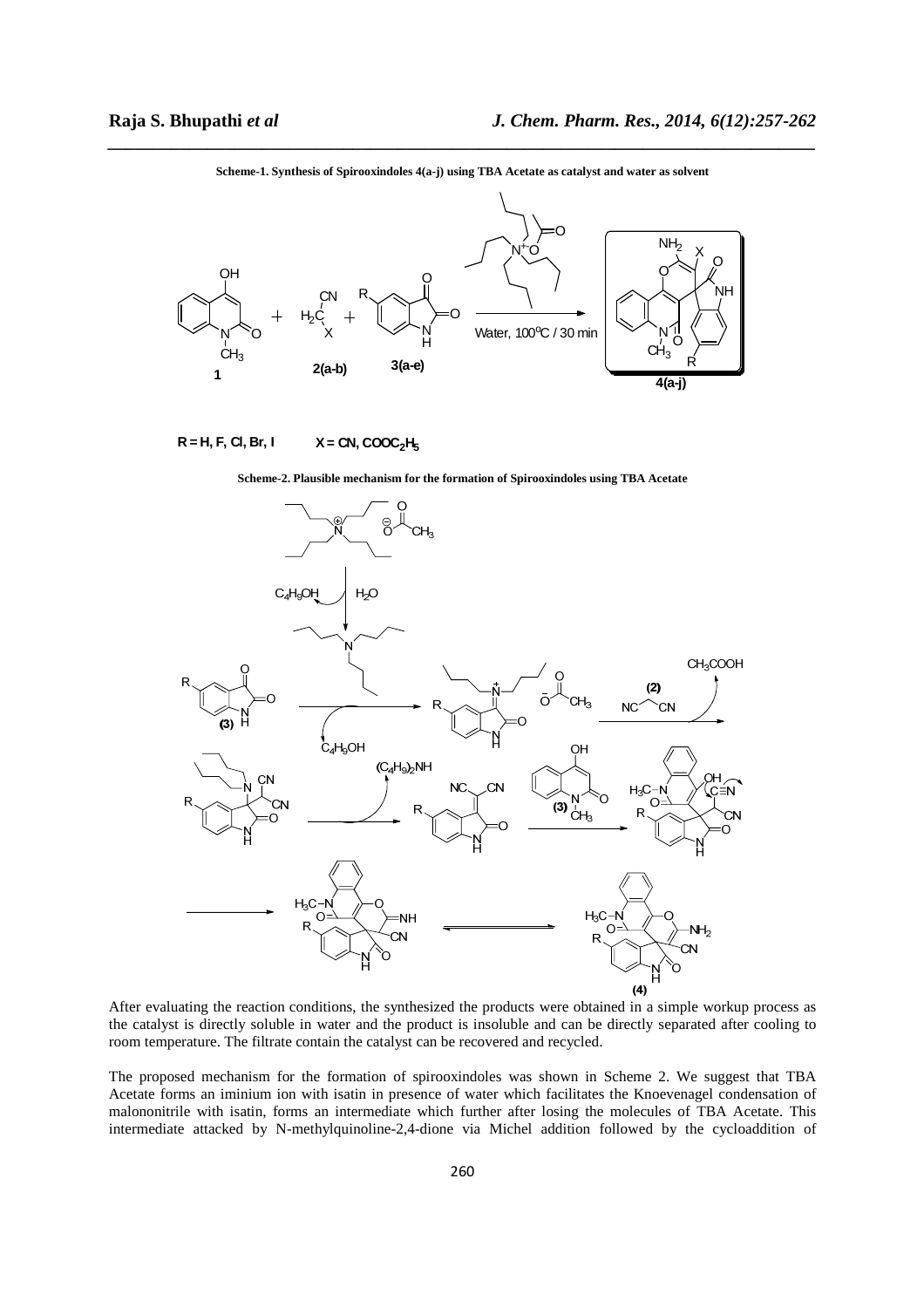**Scheme-1. Synthesis of Spirooxindoles 4(a-j) using TBA Acetate as catalyst and water as solvent**

R = H, F, Cl, Br, I X = CN, $COOC_2H_5$

**Scheme-2. Plausible mechanism for the formation of Spirooxindoles using TBA Acetate**

After evaluating the reaction conditions, the synthesized the products were obtained in a simple workup process as the catalyst is directly soluble in water and the product is insoluble and can be directly separated after cooling to room temperature. The filtrate contain the catalyst can be recovered and recycled.

The proposed mechanism for the formation of spirooxindoles was shown in Scheme 2. We suggest that TBA Acetate forms an iminium ion with isatin in presence of water which facilitates the Knoevenagel condensation of malononitrile with isatin, forms an intermediate which further after losing the molecules of TBA Acetate. This intermediate attacked by N-methylquinoline-2,4-dione via Michel addition followed by the cycloaddition of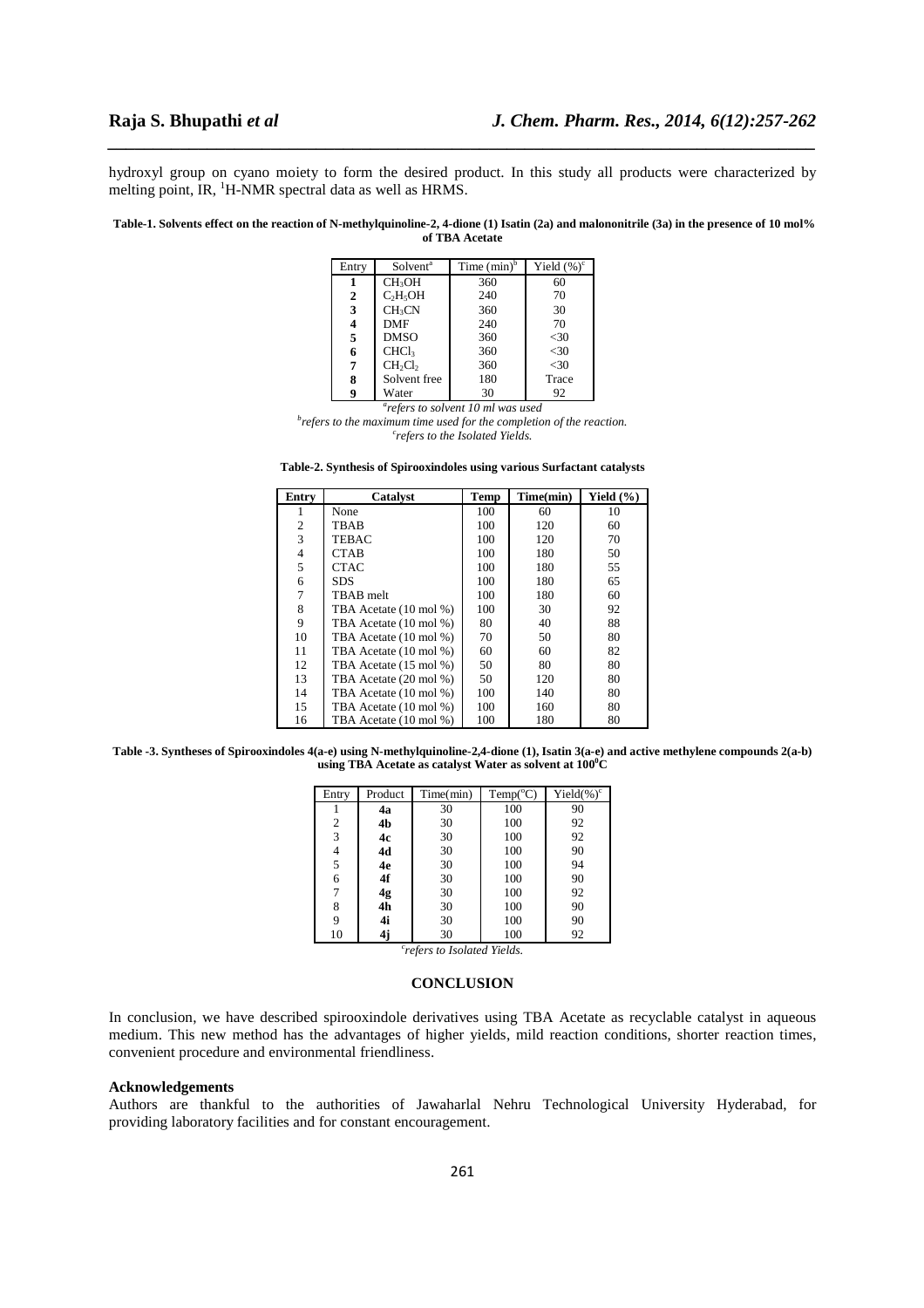hydroxyl group on cyano moiety to form the desired product. In this study all products were characterized by melting point, IR, $^1$H-NMR spectral data as well as HRMS.

**Table-1. Solvents effect on the reaction of N-methylquinoline-2, 4-dione (1) Isatin (2a) and malononitrile (3a) in the presence of 10 mol% of TBA Acetate**

| Entry | Solvent[a] | Time (min)[b] | Yield (%)[c] |
|---|---|---|---|
| **1** | $CH_3OH$ | 360 | 60 |
| **2** | $C_2H_5OH$ | 240 | 70 |
| **3** | $CH_3CN$ | 360 | 30 |
| **4** | DMF | 240 | 70 |
| **5** | DMSO | 360 | <30 |
| **6** | $CHCl_3$ | 360 | <30 |
| **7** | $CH_2Cl_2$ | 360 | <30 |
| **8** | Solvent free | 180 | Trace |
| **9** | Water | 30 | 92 |

*[a]refers to solvent 10 ml was used*
*[b]refers to the maximum time used for the completion of the reaction.*
*[c]refers to the Isolated Yields.*

**Table-2. Synthesis of Spirooxindoles using various Surfactant catalysts**

| Entry | Catalyst | Temp | Time(min) | Yield (%) |
|---|---|---|---|---|
| 1 | None | 100 | 60 | 10 |
| 2 | TBAB | 100 | 120 | 60 |
| 3 | TEBAC | 100 | 120 | 70 |
| 4 | CTAB | 100 | 180 | 50 |
| 5 | CTAC | 100 | 180 | 55 |
| 6 | SDS | 100 | 180 | 65 |
| 7 | TBAB melt | 100 | 180 | 60 |
| 8 | TBA Acetate (10 mol %) | 100 | 30 | 92 |
| 9 | TBA Acetate (10 mol %) | 80 | 40 | 88 |
| 10 | TBA Acetate (10 mol %) | 70 | 50 | 80 |
| 11 | TBA Acetate (10 mol %) | 60 | 60 | 82 |
| 12 | TBA Acetate (15 mol %) | 50 | 80 | 80 |
| 13 | TBA Acetate (20 mol %) | 50 | 120 | 80 |
| 14 | TBA Acetate (10 mol %) | 100 | 140 | 80 |
| 15 | TBA Acetate (10 mol %) | 100 | 160 | 80 |
| 16 | TBA Acetate (10 mol %) | 100 | 180 | 80 |

**Table -3. Syntheses of Spirooxindoles 4(a-e) using N-methylquinoline-2,4-dione (1), Isatin 3(a-e) and active methylene compounds 2(a-b) using TBA Acetate as catalyst Water as solvent at 100$^0$C**

| Entry | Product | Time(min) | Temp(°C) | Yield(%)[c] |
|---|---|---|---|---|
| 1 | **4a** | 30 | 100 | 90 |
| 2 | **4b** | 30 | 100 | 92 |
| 3 | **4c** | 30 | 100 | 92 |
| 4 | **4d** | 30 | 100 | 90 |
| 5 | **4e** | 30 | 100 | 94 |
| 6 | **4f** | 30 | 100 | 90 |
| 7 | **4g** | 30 | 100 | 92 |
| 8 | **4h** | 30 | 100 | 90 |
| 9 | **4i** | 30 | 100 | 90 |
| 10 | **4j** | 30 | 100 | 92 |

*[c]refers to Isolated Yields.*

## CONCLUSION

In conclusion, we have described spirooxindole derivatives using TBA Acetate as recyclable catalyst in aqueous medium. This new method has the advantages of higher yields, mild reaction conditions, shorter reaction times, convenient procedure and environmental friendliness.

### Acknowledgements

Authors are thankful to the authorities of Jawaharlal Nehru Technological University Hyderabad, for providing laboratory facilities and for constant encouragement.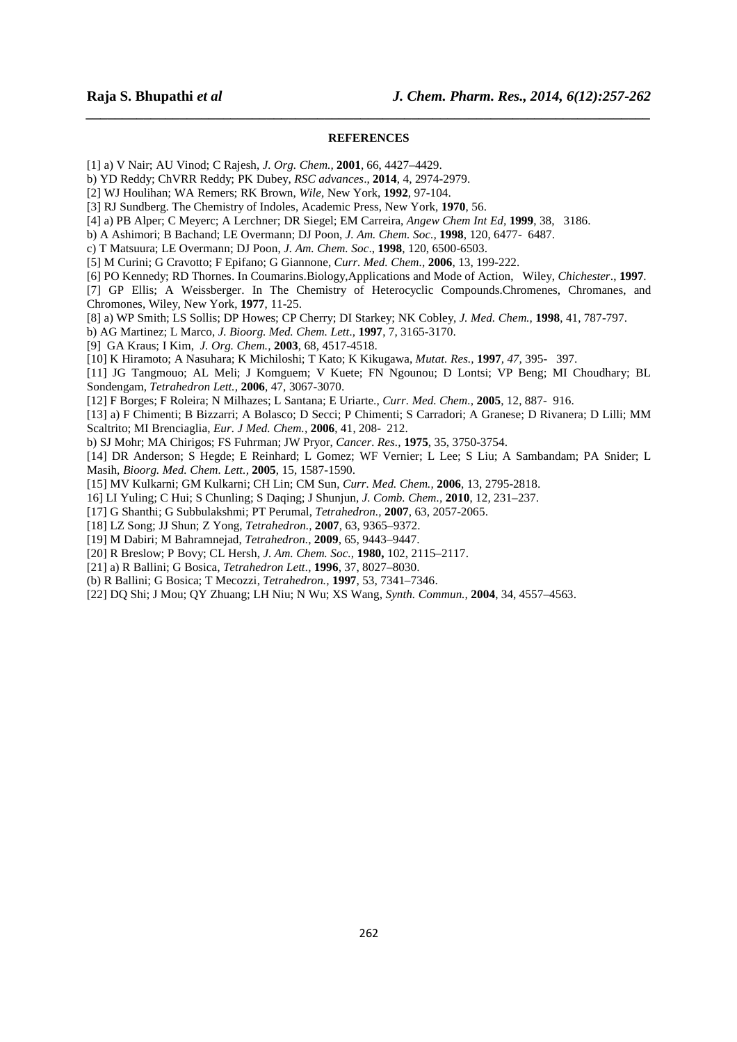**REFERENCES**

[1] a) V Nair; AU Vinod; C Rajesh, *J. Org. Chem.*, **2001**, 66, 4427–4429.
b) YD Reddy; ChVRR Reddy; PK Dubey, *RSC advances*., **2014**, 4, 2974-2979.
[2] WJ Houlihan; WA Remers; RK Brown, *Wile*, New York, **1992**, 97-104.
[3] RJ Sundberg. The Chemistry of Indoles, Academic Press, New York, **1970**, 56.
[4] a) PB Alper; C Meyerc; A Lerchner; DR Siegel; EM Carreira, *Angew Chem Int Ed*, **1999**, 38, 3186.
b) A Ashimori; B Bachand; LE Overmann; DJ Poon, *J. Am. Chem. Soc.*, **1998**, 120, 6477- 6487.
c) T Matsuura; LE Overmann; DJ Poon, *J. Am. Chem. Soc*., **1998**, 120, 6500-6503.
[5] M Curini; G Cravotto; F Epifano; G Giannone, *Curr. Med. Chem*., **2006**, 13, 199-222.
[6] PO Kennedy; RD Thornes. In Coumarins.Biology,Applications and Mode of Action, Wiley, *Chichester*., **1997**.
[7] GP Ellis; A Weissberger. In The Chemistry of Heterocyclic Compounds.Chromenes, Chromanes, and Chromones, Wiley, New York, **1977**, 11-25.
[8] a) WP Smith; LS Sollis; DP Howes; CP Cherry; DI Starkey; NK Cobley, *J. Med. Chem.*, **1998**, 41, 787-797.
b) AG Martinez; L Marco, *J. Bioorg. Med. Chem. Lett*., **1997**, 7, 3165-3170.
[9] GA Kraus; I Kim, *J. Org. Chem.*, **2003**, 68, 4517-4518.
[10] K Hiramoto; A Nasuhara; K Michiloshi; T Kato; K Kikugawa, *Mutat. Res.*, **1997**, *47*, 395- 397.
[11] JG Tangmouo; AL Meli; J Komguem; V Kuete; FN Ngounou; D Lontsi; VP Beng; MI Choudhary; BL Sondengam, *Tetrahedron Lett.*, **2006**, 47, 3067-3070.
[12] F Borges; F Roleira; N Milhazes; L Santana; E Uriarte., *Curr. Med. Chem.*, **2005**, 12, 887- 916.
[13] a) F Chimenti; B Bizzarri; A Bolasco; D Secci; P Chimenti; S Carradori; A Granese; D Rivanera; D Lilli; MM Scaltrito; MI Brenciaglia, *Eur. J Med. Chem.*, **2006**, 41, 208- 212.
b) SJ Mohr; MA Chirigos; FS Fuhrman; JW Pryor, *Cancer. Res*., **1975**, 35, 3750-3754.
[14] DR Anderson; S Hegde; E Reinhard; L Gomez; WF Vernier; L Lee; S Liu; A Sambandam; PA Snider; L Masih, *Bioorg. Med. Chem. Lett.*, **2005**, 15, 1587-1590.
[15] MV Kulkarni; GM Kulkarni; CH Lin; CM Sun, *Curr. Med. Chem.*, **2006**, 13, 2795-2818.
16] LI Yuling; C Hui; S Chunling; S Daqing; J Shunjun, *J. Comb. Chem.*, **2010**, 12, 231–237.
[17] G Shanthi; G Subbulakshmi; PT Perumal, *Tetrahedron.*, **2007**, 63, 2057-2065.
[18] LZ Song; JJ Shun; Z Yong, *Tetrahedron.*, **2007**, 63, 9365–9372.
[19] M Dabiri; M Bahramnejad, *Tetrahedron.*, **2009**, 65, 9443–9447.
[20] R Breslow; P Bovy; CL Hersh, *J. Am. Chem. Soc.*, **1980,** 102, 2115–2117.
[21] a) R Ballini; G Bosica, *Tetrahedron Lett.*, **1996**, 37, 8027–8030.
(b) R Ballini; G Bosica; T Mecozzi, *Tetrahedron.*, **1997**, 53, 7341–7346.
[22] DQ Shi; J Mou; QY Zhuang; LH Niu; N Wu; XS Wang, *Synth. Commun.*, **2004**, 34, 4557–4563.